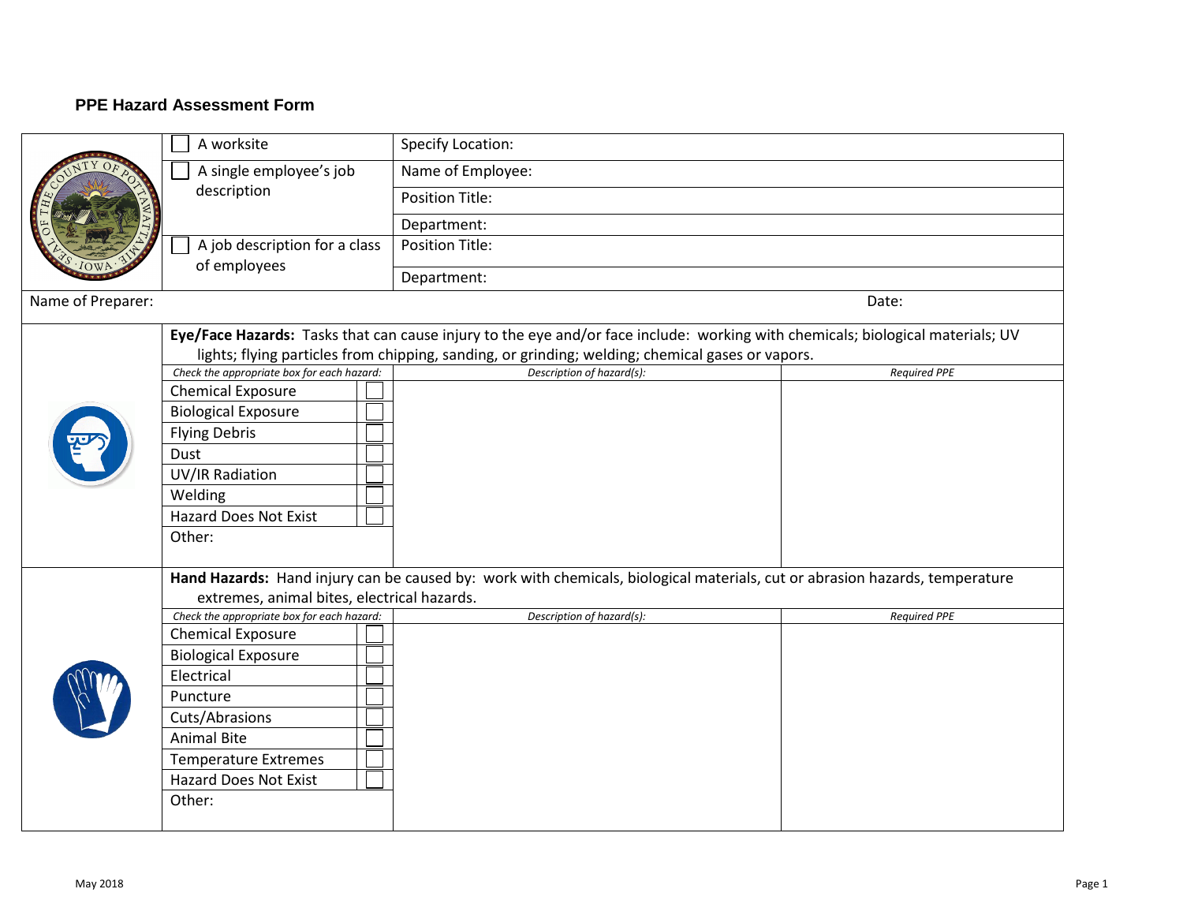## PPE Hazard Assessment Form

| | | |
|---|---|---|
| | ☐ A worksite | Specify Location: |
| | ☐ A single employee's job description | Name of Employee: |
| | | Position Title: |
| | | Department: |
| | ☐ A job description for a class of employees | Position Title: |
| | | Department: |

Name of Preparer: Date:

**Eye/Face Hazards:** Tasks that can cause injury to the eye and/or face include: working with chemicals; biological materials; UV lights; flying particles from chipping, sanding, or grinding; welding; chemical gases or vapors.

| *Check the appropriate box for each hazard:* | | *Description of hazard(s):* | *Required PPE* |
|---|---|---|---|
| Chemical Exposure | ☐ | | |
| Biological Exposure | ☐ | | |
| Flying Debris | ☐ | | |
| Dust | ☐ | | |
| UV/IR Radiation | ☐ | | |
| Welding | ☐ | | |
| Hazard Does Not Exist | ☐ | | |
| Other: | | | |

**Hand Hazards:** Hand injury can be caused by: work with chemicals, biological materials, cut or abrasion hazards, temperature extremes, animal bites, electrical hazards.

| *Check the appropriate box for each hazard:* | | *Description of hazard(s):* | *Required PPE* |
|---|---|---|---|
| Chemical Exposure | ☐ | | |
| Biological Exposure | ☐ | | |
| Electrical | ☐ | | |
| Puncture | ☐ | | |
| Cuts/Abrasions | ☐ | | |
| Animal Bite | ☐ | | |
| Temperature Extremes | ☐ | | |
| Hazard Does Not Exist | ☐ | | |
| Other: | | | |

May 2018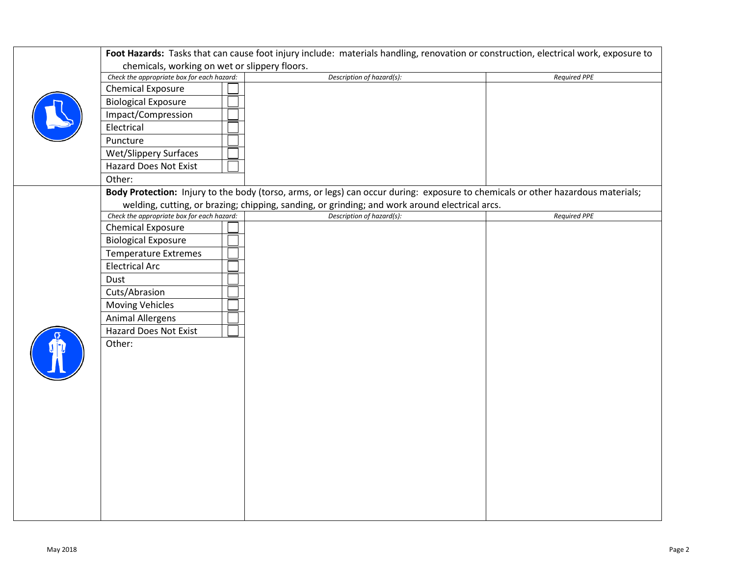**Foot Hazards:** Tasks that can cause foot injury include: materials handling, renovation or construction, electrical work, exposure to chemicals, working on wet or slippery floors.

| *Check the appropriate box for each hazard:* | | *Description of hazard(s):* | *Required PPE* |
|---|---|---|---|
| Chemical Exposure | ☐ | | |
| Biological Exposure | ☐ | | |
| Impact/Compression | ☐ | | |
| Electrical | ☐ | | |
| Puncture | ☐ | | |
| Wet/Slippery Surfaces | ☐ | | |
| Hazard Does Not Exist | ☐ | | |
| Other: | | | |

**Body Protection:** Injury to the body (torso, arms, or legs) can occur during: exposure to chemicals or other hazardous materials; welding, cutting, or brazing; chipping, sanding, or grinding; and work around electrical arcs.

| *Check the appropriate box for each hazard:* | | *Description of hazard(s):* | *Required PPE* |
|---|---|---|---|
| Chemical Exposure | ☐ | | |
| Biological Exposure | ☐ | | |
| Temperature Extremes | ☐ | | |
| Electrical Arc | ☐ | | |
| Dust | ☐ | | |
| Cuts/Abrasion | ☐ | | |
| Moving Vehicles | ☐ | | |
| Animal Allergens | ☐ | | |
| Hazard Does Not Exist | ☐ | | |
| Other: | | | |

May 2018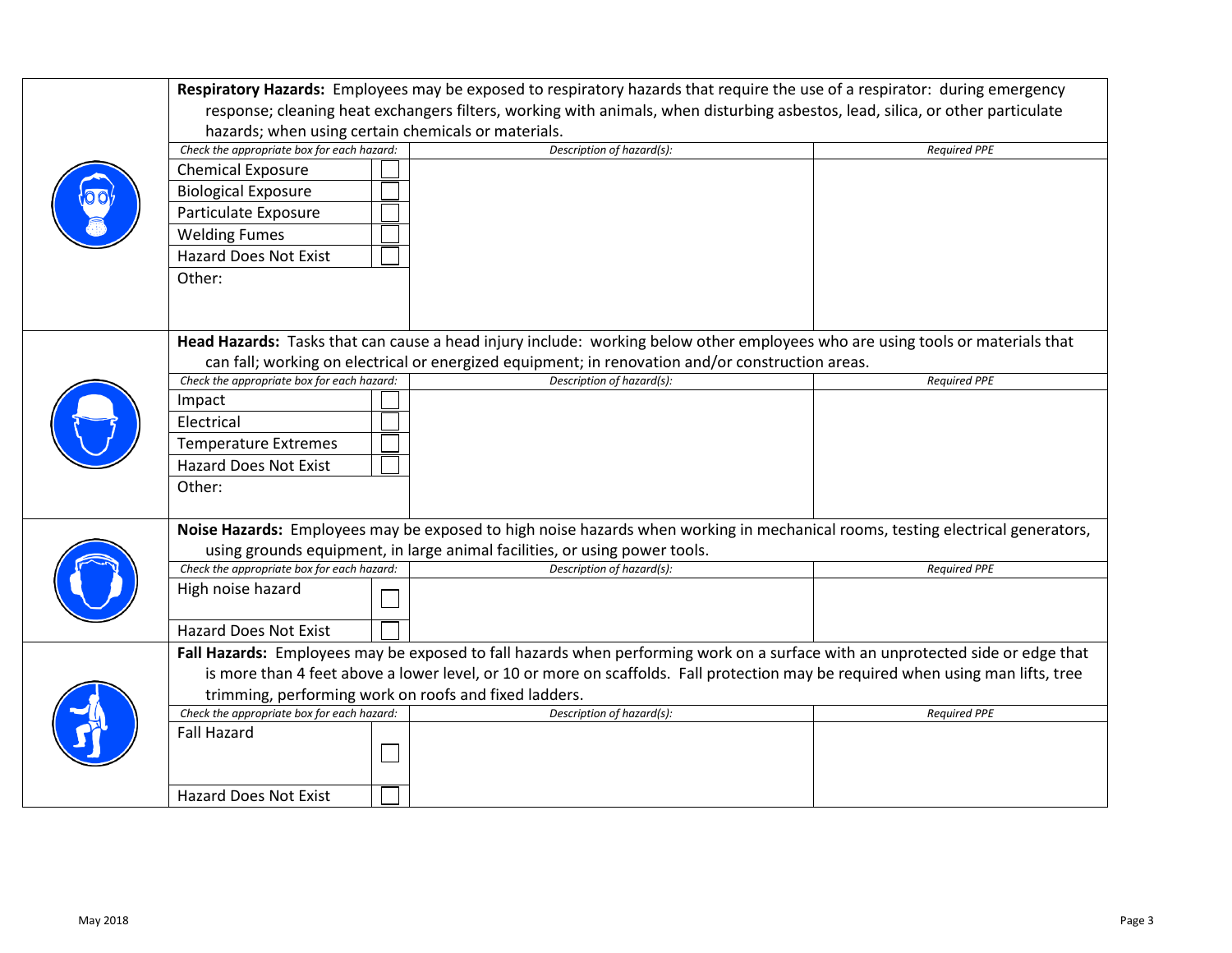**Respiratory Hazards:** Employees may be exposed to respiratory hazards that require the use of a respirator: during emergency response; cleaning heat exchangers filters, working with animals, when disturbing asbestos, lead, silica, or other particulate hazards; when using certain chemicals or materials.

| *Check the appropriate box for each hazard:* | | *Description of hazard(s):* | *Required PPE* |
|---|---|---|---|
| Chemical Exposure | ☐ | | |
| Biological Exposure | ☐ | | |
| Particulate Exposure | ☐ | | |
| Welding Fumes | ☐ | | |
| Hazard Does Not Exist | ☐ | | |
| Other: | | | |

**Head Hazards:** Tasks that can cause a head injury include: working below other employees who are using tools or materials that can fall; working on electrical or energized equipment; in renovation and/or construction areas.

| *Check the appropriate box for each hazard:* | | *Description of hazard(s):* | *Required PPE* |
|---|---|---|---|
| Impact | ☐ | | |
| Electrical | ☐ | | |
| Temperature Extremes | ☐ | | |
| Hazard Does Not Exist | ☐ | | |
| Other: | | | |

**Noise Hazards:** Employees may be exposed to high noise hazards when working in mechanical rooms, testing electrical generators, using grounds equipment, in large animal facilities, or using power tools.

| *Check the appropriate box for each hazard:* | | *Description of hazard(s):* | *Required PPE* |
|---|---|---|---|
| High noise hazard | ☐ | | |
| Hazard Does Not Exist | ☐ | | |

**Fall Hazards:** Employees may be exposed to fall hazards when performing work on a surface with an unprotected side or edge that is more than 4 feet above a lower level, or 10 or more on scaffolds. Fall protection may be required when using man lifts, tree trimming, performing work on roofs and fixed ladders.

| *Check the appropriate box for each hazard:* | | *Description of hazard(s):* | *Required PPE* |
|---|---|---|---|
| Fall Hazard | ☐ | | |
| Hazard Does Not Exist | ☐ | | |

May 2018